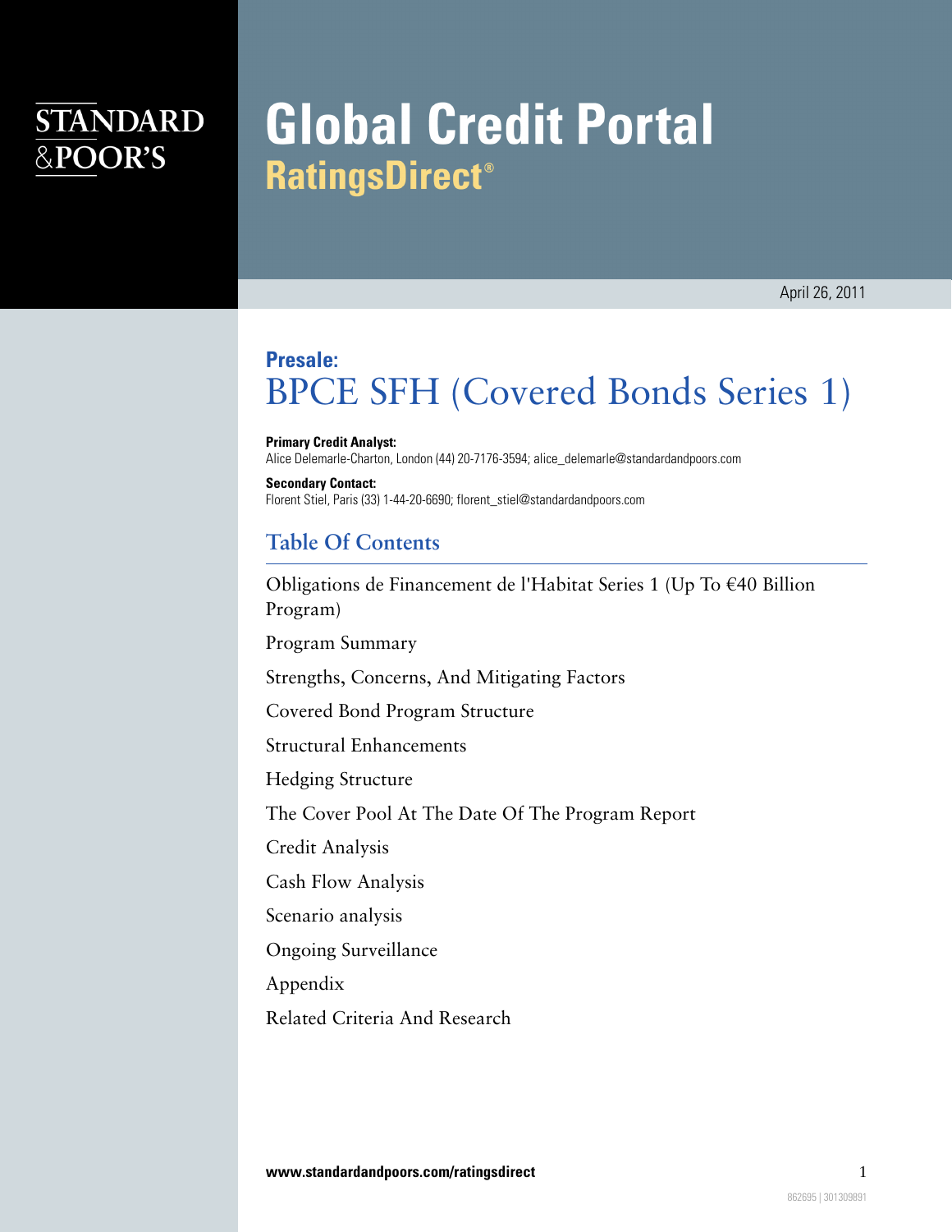STANDARD & POOR'S

# Global Credit Portal
## RatingsDirect®

April 26, 2011

**Presale:**
# BPCE SFH (Covered Bonds Series 1)

**Primary Credit Analyst:**
Alice Delemarle-Charton, London (44) 20-7176-3594; alice_delemarle@standardandpoors.com

**Secondary Contact:**
Florent Stiel, Paris (33) 1-44-20-6690; florent_stiel@standardandpoors.com

## Table Of Contents

Obligations de Financement de l'Habitat Series 1 (Up To €40 Billion Program)

Program Summary

Strengths, Concerns, And Mitigating Factors

Covered Bond Program Structure

Structural Enhancements

Hedging Structure

The Cover Pool At The Date Of The Program Report

Credit Analysis

Cash Flow Analysis

Scenario analysis

Ongoing Surveillance

Appendix

Related Criteria And Research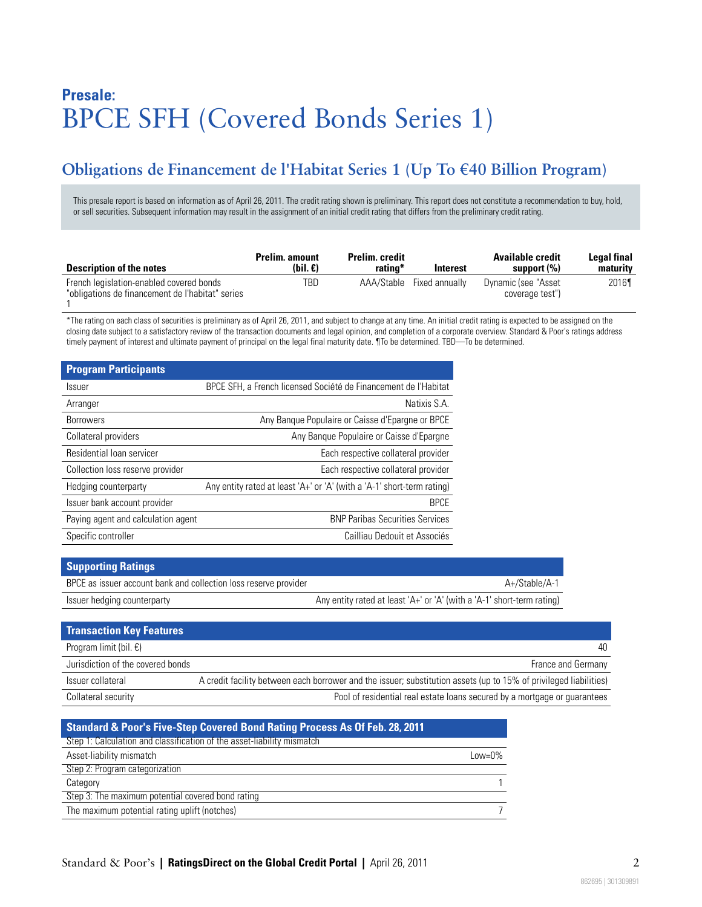# Presale: BPCE SFH (Covered Bonds Series 1)

## Obligations de Financement de l'Habitat Series 1 (Up To €40 Billion Program)

This presale report is based on information as of April 26, 2011. The credit rating shown is preliminary. This report does not constitute a recommendation to buy, hold, or sell securities. Subsequent information may result in the assignment of an initial credit rating that differs from the preliminary credit rating.

| Description of the notes | Prelim. amount (bil. €) | Prelim. credit rating* | Interest | Available credit support (%) | Legal final maturity |
|---|---|---|---|---|---|
| French legislation-enabled covered bonds "obligations de financement de l'habitat" series 1 | TBD | AAA/Stable | Fixed annually | Dynamic (see "Asset coverage test") | 2016¶ |

*The rating on each class of securities is preliminary as of April 26, 2011, and subject to change at any time. An initial credit rating is expected to be assigned on the closing date subject to a satisfactory review of the transaction documents and legal opinion, and completion of a corporate overview. Standard & Poor's ratings address timely payment of interest and ultimate payment of principal on the legal final maturity date. ¶To be determined. TBD—To be determined.

| Program Participants | |
|---|---|
| Issuer | BPCE SFH, a French licensed Société de Financement de l'Habitat |
| Arranger | Natixis S.A. |
| Borrowers | Any Banque Populaire or Caisse d'Epargne or BPCE |
| Collateral providers | Any Banque Populaire or Caisse d'Epargne |
| Residential loan servicer | Each respective collateral provider |
| Collection loss reserve provider | Each respective collateral provider |
| Hedging counterparty | Any entity rated at least 'A+' or 'A' (with a 'A-1' short-term rating) |
| Issuer bank account provider | BPCE |
| Paying agent and calculation agent | BNP Paribas Securities Services |
| Specific controller | Cailliau Dedouit et Associés |

| Supporting Ratings | |
|---|---|
| BPCE as issuer account bank and collection loss reserve provider | A+/Stable/A-1 |
| Issuer hedging counterparty | Any entity rated at least 'A+' or 'A' (with a 'A-1' short-term rating) |

| Transaction Key Features | |
|---|---|
| Program limit (bil. €) | 40 |
| Jurisdiction of the covered bonds | France and Germany |
| Issuer collateral | A credit facility between each borrower and the issuer; substitution assets (up to 15% of privileged liabilities) |
| Collateral security | Pool of residential real estate loans secured by a mortgage or guarantees |

| Standard & Poor's Five-Step Covered Bond Rating Process As Of Feb. 28, 2011 | |
|---|---|
| Step 1: Calculation and classification of the asset-liability mismatch | |
| Asset-liability mismatch | Low=0% |
| Step 2: Program categorization | |
| Category | 1 |
| Step 3: The maximum potential covered bond rating | |
| The maximum potential rating uplift (notches) | 7 |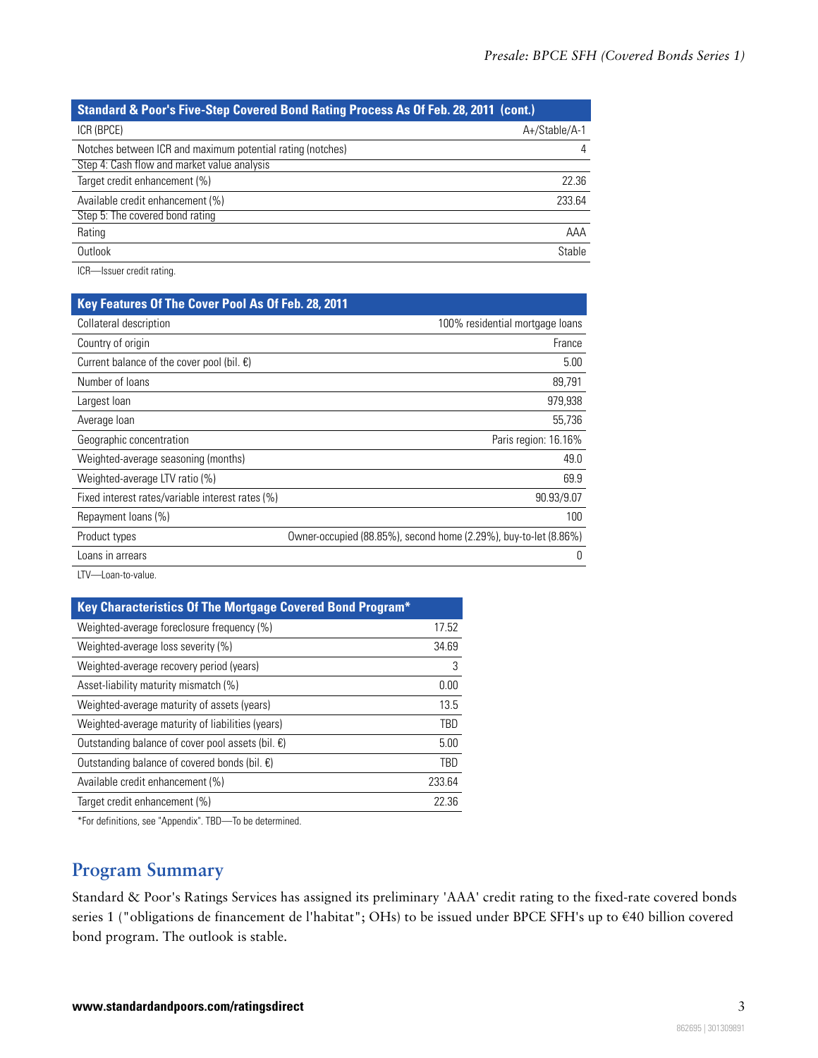| Standard & Poor's Five-Step Covered Bond Rating Process As Of Feb. 28, 2011 (cont.) | |
|---|---|
| ICR (BPCE) | A+/Stable/A-1 |
| Notches between ICR and maximum potential rating (notches) | 4 |
| Step 4: Cash flow and market value analysis | |
| Target credit enhancement (%) | 22.36 |
| Available credit enhancement (%) | 233.64 |
| Step 5: The covered bond rating | |
| Rating | AAA |
| Outlook | Stable |

ICR—Issuer credit rating.

| Key Features Of The Cover Pool As Of Feb. 28, 2011 | |
|---|---|
| Collateral description | 100% residential mortgage loans |
| Country of origin | France |
| Current balance of the cover pool (bil. €) | 5.00 |
| Number of loans | 89,791 |
| Largest loan | 979,938 |
| Average loan | 55,736 |
| Geographic concentration | Paris region: 16.16% |
| Weighted-average seasoning (months) | 49.0 |
| Weighted-average LTV ratio (%) | 69.9 |
| Fixed interest rates/variable interest rates (%) | 90.93/9.07 |
| Repayment loans (%) | 100 |
| Product types | Owner-occupied (88.85%), second home (2.29%), buy-to-let (8.86%) |
| Loans in arrears | 0 |

LTV—Loan-to-value.

| Key Characteristics Of The Mortgage Covered Bond Program* | |
|---|---|
| Weighted-average foreclosure frequency (%) | 17.52 |
| Weighted-average loss severity (%) | 34.69 |
| Weighted-average recovery period (years) | 3 |
| Asset-liability maturity mismatch (%) | 0.00 |
| Weighted-average maturity of assets (years) | 13.5 |
| Weighted-average maturity of liabilities (years) | TBD |
| Outstanding balance of cover pool assets (bil. €) | 5.00 |
| Outstanding balance of covered bonds (bil. €) | TBD |
| Available credit enhancement (%) | 233.64 |
| Target credit enhancement (%) | 22.36 |

*For definitions, see "Appendix". TBD—To be determined.

## Program Summary

Standard & Poor's Ratings Services has assigned its preliminary 'AAA' credit rating to the fixed-rate covered bonds series 1 ("obligations de financement de l'habitat"; OHs) to be issued under BPCE SFH's up to €40 billion covered bond program. The outlook is stable.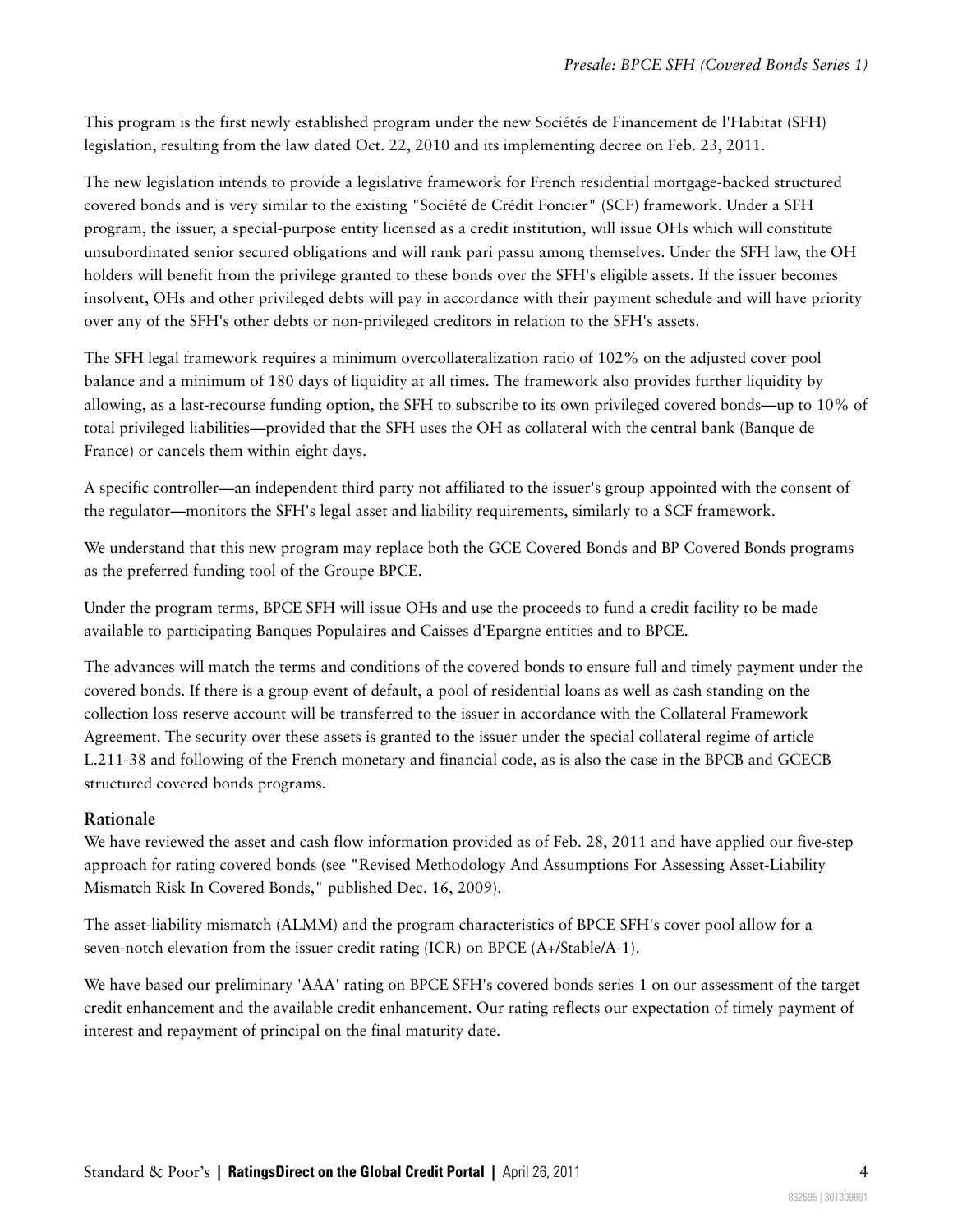This program is the first newly established program under the new Sociétés de Financement de l'Habitat (SFH) legislation, resulting from the law dated Oct. 22, 2010 and its implementing decree on Feb. 23, 2011.

The new legislation intends to provide a legislative framework for French residential mortgage-backed structured covered bonds and is very similar to the existing "Société de Crédit Foncier" (SCF) framework. Under a SFH program, the issuer, a special-purpose entity licensed as a credit institution, will issue OHs which will constitute unsubordinated senior secured obligations and will rank pari passu among themselves. Under the SFH law, the OH holders will benefit from the privilege granted to these bonds over the SFH's eligible assets. If the issuer becomes insolvent, OHs and other privileged debts will pay in accordance with their payment schedule and will have priority over any of the SFH's other debts or non-privileged creditors in relation to the SFH's assets.

The SFH legal framework requires a minimum overcollateralization ratio of 102% on the adjusted cover pool balance and a minimum of 180 days of liquidity at all times. The framework also provides further liquidity by allowing, as a last-recourse funding option, the SFH to subscribe to its own privileged covered bonds—up to 10% of total privileged liabilities—provided that the SFH uses the OH as collateral with the central bank (Banque de France) or cancels them within eight days.

A specific controller—an independent third party not affiliated to the issuer's group appointed with the consent of the regulator—monitors the SFH's legal asset and liability requirements, similarly to a SCF framework.

We understand that this new program may replace both the GCE Covered Bonds and BP Covered Bonds programs as the preferred funding tool of the Groupe BPCE.

Under the program terms, BPCE SFH will issue OHs and use the proceeds to fund a credit facility to be made available to participating Banques Populaires and Caisses d'Epargne entities and to BPCE.

The advances will match the terms and conditions of the covered bonds to ensure full and timely payment under the covered bonds. If there is a group event of default, a pool of residential loans as well as cash standing on the collection loss reserve account will be transferred to the issuer in accordance with the Collateral Framework Agreement. The security over these assets is granted to the issuer under the special collateral regime of article L.211-38 and following of the French monetary and financial code, as is also the case in the BPCB and GCECB structured covered bonds programs.

## Rationale

We have reviewed the asset and cash flow information provided as of Feb. 28, 2011 and have applied our five-step approach for rating covered bonds (see "Revised Methodology And Assumptions For Assessing Asset-Liability Mismatch Risk In Covered Bonds," published Dec. 16, 2009).

The asset-liability mismatch (ALMM) and the program characteristics of BPCE SFH's cover pool allow for a seven-notch elevation from the issuer credit rating (ICR) on BPCE (A+/Stable/A-1).

We have based our preliminary 'AAA' rating on BPCE SFH's covered bonds series 1 on our assessment of the target credit enhancement and the available credit enhancement. Our rating reflects our expectation of timely payment of interest and repayment of principal on the final maturity date.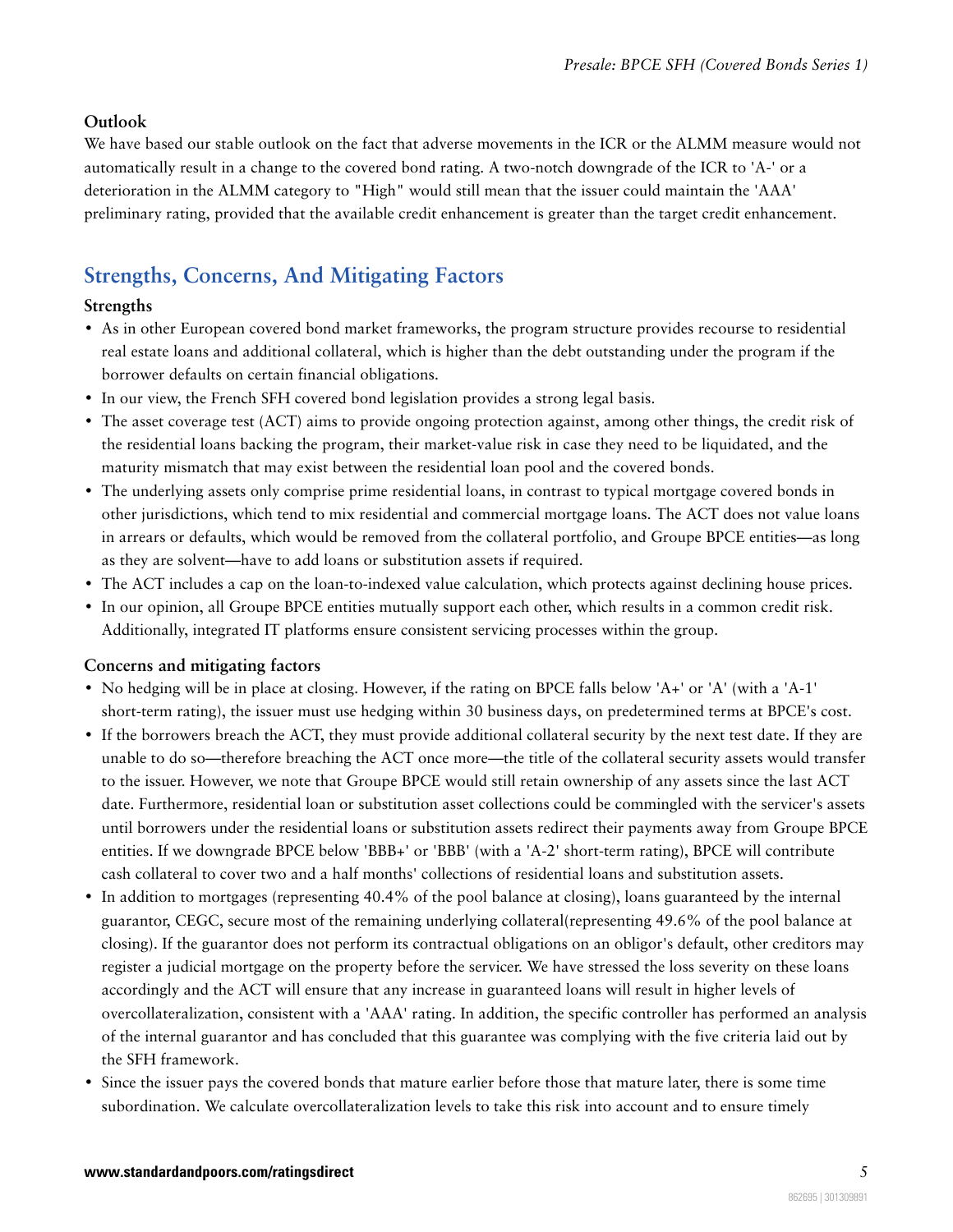### Outlook

We have based our stable outlook on the fact that adverse movements in the ICR or the ALMM measure would not automatically result in a change to the covered bond rating. A two-notch downgrade of the ICR to 'A-' or a deterioration in the ALMM category to "High" would still mean that the issuer could maintain the 'AAA' preliminary rating, provided that the available credit enhancement is greater than the target credit enhancement.

## Strengths, Concerns, And Mitigating Factors

### Strengths

- As in other European covered bond market frameworks, the program structure provides recourse to residential real estate loans and additional collateral, which is higher than the debt outstanding under the program if the borrower defaults on certain financial obligations.
- In our view, the French SFH covered bond legislation provides a strong legal basis.
- The asset coverage test (ACT) aims to provide ongoing protection against, among other things, the credit risk of the residential loans backing the program, their market-value risk in case they need to be liquidated, and the maturity mismatch that may exist between the residential loan pool and the covered bonds.
- The underlying assets only comprise prime residential loans, in contrast to typical mortgage covered bonds in other jurisdictions, which tend to mix residential and commercial mortgage loans. The ACT does not value loans in arrears or defaults, which would be removed from the collateral portfolio, and Groupe BPCE entities—as long as they are solvent—have to add loans or substitution assets if required.
- The ACT includes a cap on the loan-to-indexed value calculation, which protects against declining house prices.
- In our opinion, all Groupe BPCE entities mutually support each other, which results in a common credit risk. Additionally, integrated IT platforms ensure consistent servicing processes within the group.

### Concerns and mitigating factors

- No hedging will be in place at closing. However, if the rating on BPCE falls below 'A+' or 'A' (with a 'A-1' short-term rating), the issuer must use hedging within 30 business days, on predetermined terms at BPCE's cost.
- If the borrowers breach the ACT, they must provide additional collateral security by the next test date. If they are unable to do so—therefore breaching the ACT once more—the title of the collateral security assets would transfer to the issuer. However, we note that Groupe BPCE would still retain ownership of any assets since the last ACT date. Furthermore, residential loan or substitution asset collections could be commingled with the servicer's assets until borrowers under the residential loans or substitution assets redirect their payments away from Groupe BPCE entities. If we downgrade BPCE below 'BBB+' or 'BBB' (with a 'A-2' short-term rating), BPCE will contribute cash collateral to cover two and a half months' collections of residential loans and substitution assets.
- In addition to mortgages (representing 40.4% of the pool balance at closing), loans guaranteed by the internal guarantor, CEGC, secure most of the remaining underlying collateral(representing 49.6% of the pool balance at closing). If the guarantor does not perform its contractual obligations on an obligor's default, other creditors may register a judicial mortgage on the property before the servicer. We have stressed the loss severity on these loans accordingly and the ACT will ensure that any increase in guaranteed loans will result in higher levels of overcollateralization, consistent with a 'AAA' rating. In addition, the specific controller has performed an analysis of the internal guarantor and has concluded that this guarantee was complying with the five criteria laid out by the SFH framework.
- Since the issuer pays the covered bonds that mature earlier before those that mature later, there is some time subordination. We calculate overcollateralization levels to take this risk into account and to ensure timely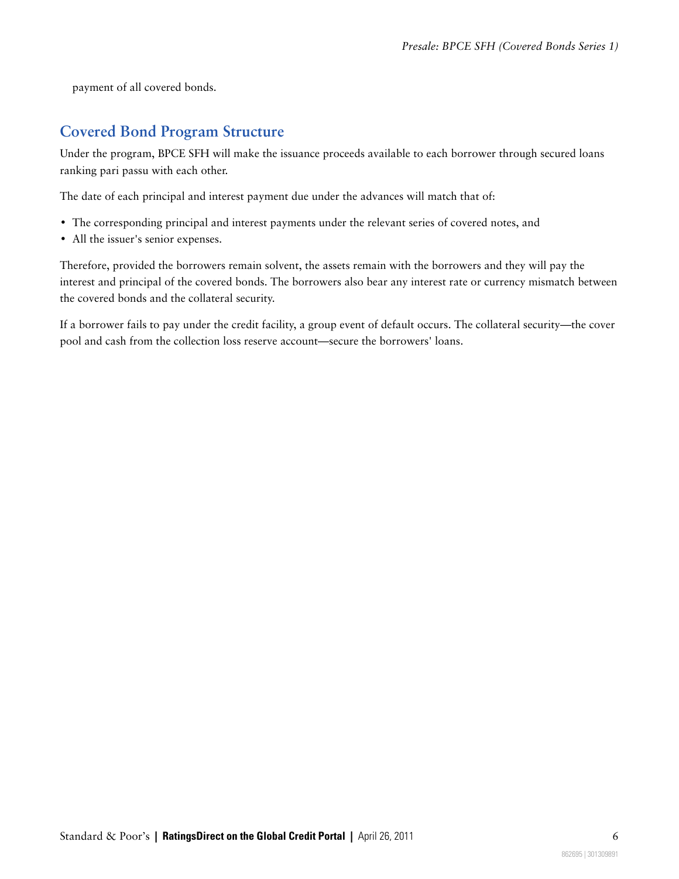payment of all covered bonds.

## Covered Bond Program Structure

Under the program, BPCE SFH will make the issuance proceeds available to each borrower through secured loans ranking pari passu with each other.

The date of each principal and interest payment due under the advances will match that of:

- The corresponding principal and interest payments under the relevant series of covered notes, and
- All the issuer's senior expenses.

Therefore, provided the borrowers remain solvent, the assets remain with the borrowers and they will pay the interest and principal of the covered bonds. The borrowers also bear any interest rate or currency mismatch between the covered bonds and the collateral security.

If a borrower fails to pay under the credit facility, a group event of default occurs. The collateral security—the cover pool and cash from the collection loss reserve account—secure the borrowers' loans.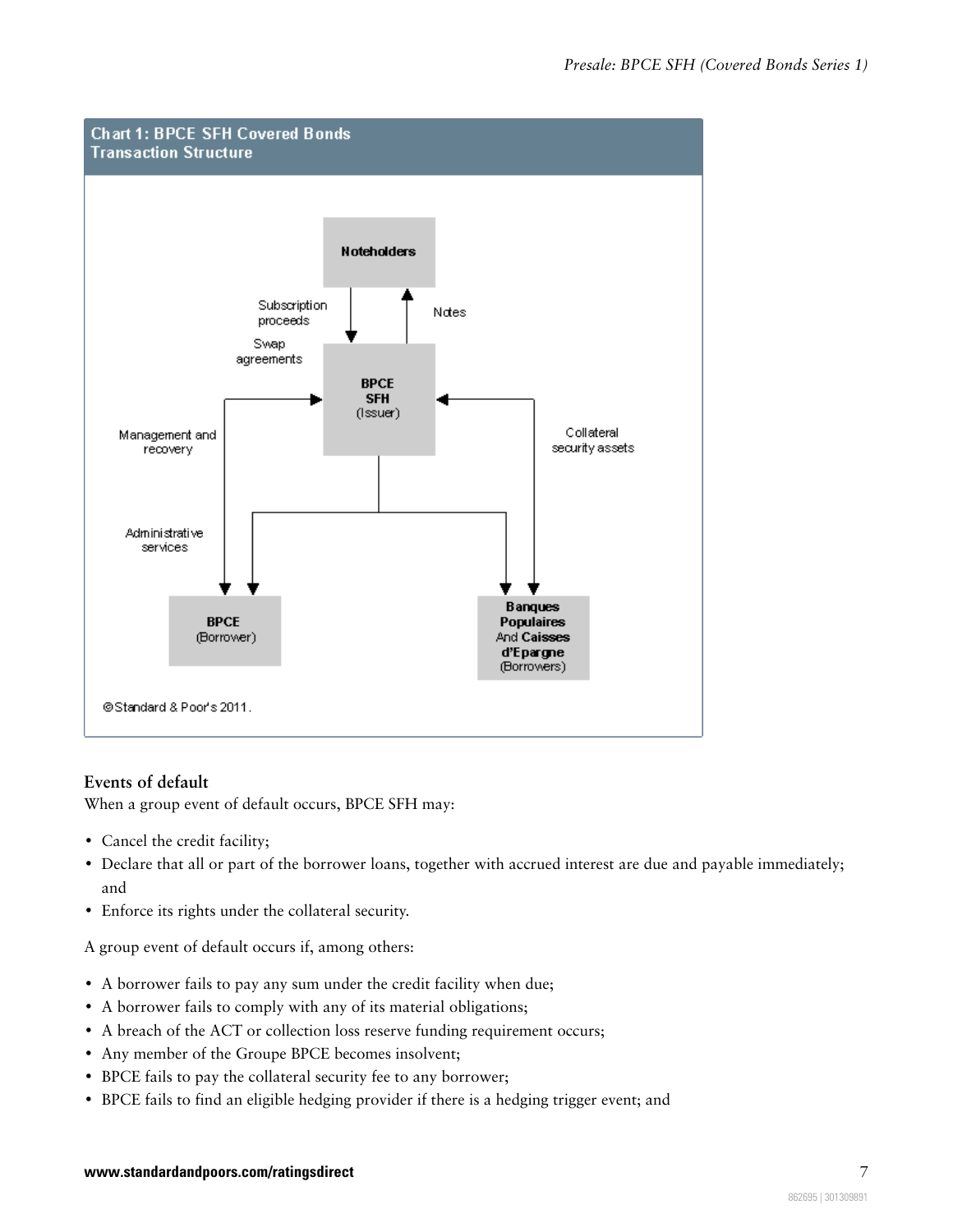**Chart 1: BPCE SFH Covered Bonds Transaction Structure**

Noteholders

Subscription proceeds

Notes

Swap agreements

BPCE SFH (Issuer)

Management and recovery

Collateral security assets

Administrative services

BPCE (Borrower)

Banques Populaires And Caisses d'Epargne (Borrowers)

©Standard & Poor's 2011.

### Events of default

When a group event of default occurs, BPCE SFH may:

- Cancel the credit facility;
- Declare that all or part of the borrower loans, together with accrued interest are due and payable immediately; and
- Enforce its rights under the collateral security.

A group event of default occurs if, among others:

- A borrower fails to pay any sum under the credit facility when due;
- A borrower fails to comply with any of its material obligations;
- A breach of the ACT or collection loss reserve funding requirement occurs;
- Any member of the Groupe BPCE becomes insolvent;
- BPCE fails to pay the collateral security fee to any borrower;
- BPCE fails to find an eligible hedging provider if there is a hedging trigger event; and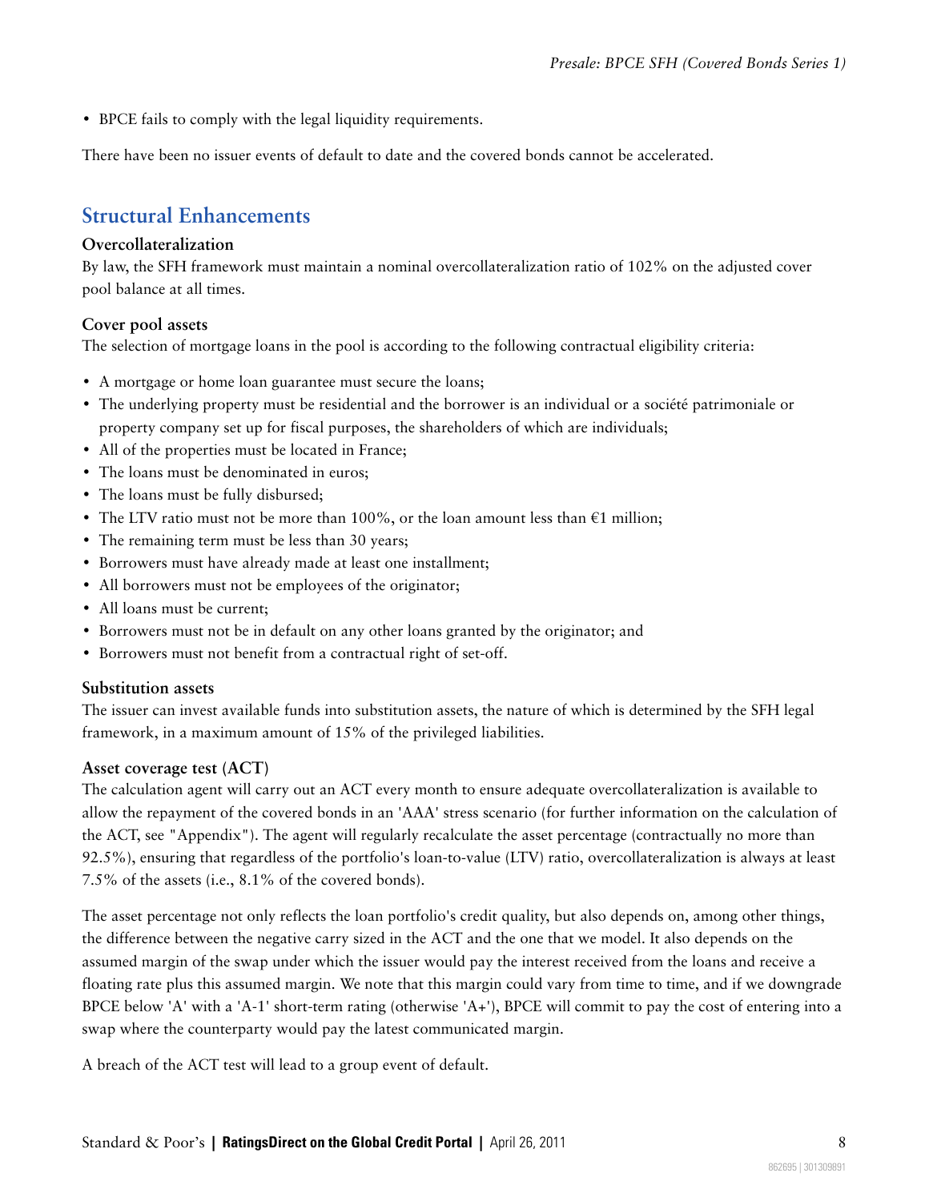- BPCE fails to comply with the legal liquidity requirements.

There have been no issuer events of default to date and the covered bonds cannot be accelerated.

## Structural Enhancements

### Overcollateralization

By law, the SFH framework must maintain a nominal overcollateralization ratio of 102% on the adjusted cover pool balance at all times.

### Cover pool assets

The selection of mortgage loans in the pool is according to the following contractual eligibility criteria:

- A mortgage or home loan guarantee must secure the loans;
- The underlying property must be residential and the borrower is an individual or a société patrimoniale or property company set up for fiscal purposes, the shareholders of which are individuals;
- All of the properties must be located in France;
- The loans must be denominated in euros;
- The loans must be fully disbursed;
- The LTV ratio must not be more than 100%, or the loan amount less than €1 million;
- The remaining term must be less than 30 years;
- Borrowers must have already made at least one installment;
- All borrowers must not be employees of the originator;
- All loans must be current;
- Borrowers must not be in default on any other loans granted by the originator; and
- Borrowers must not benefit from a contractual right of set-off.

### Substitution assets

The issuer can invest available funds into substitution assets, the nature of which is determined by the SFH legal framework, in a maximum amount of 15% of the privileged liabilities.

### Asset coverage test (ACT)

The calculation agent will carry out an ACT every month to ensure adequate overcollateralization is available to allow the repayment of the covered bonds in an 'AAA' stress scenario (for further information on the calculation of the ACT, see "Appendix"). The agent will regularly recalculate the asset percentage (contractually no more than 92.5%), ensuring that regardless of the portfolio's loan-to-value (LTV) ratio, overcollateralization is always at least 7.5% of the assets (i.e., 8.1% of the covered bonds).

The asset percentage not only reflects the loan portfolio's credit quality, but also depends on, among other things, the difference between the negative carry sized in the ACT and the one that we model. It also depends on the assumed margin of the swap under which the issuer would pay the interest received from the loans and receive a floating rate plus this assumed margin. We note that this margin could vary from time to time, and if we downgrade BPCE below 'A' with a 'A-1' short-term rating (otherwise 'A+'), BPCE will commit to pay the cost of entering into a swap where the counterparty would pay the latest communicated margin.

A breach of the ACT test will lead to a group event of default.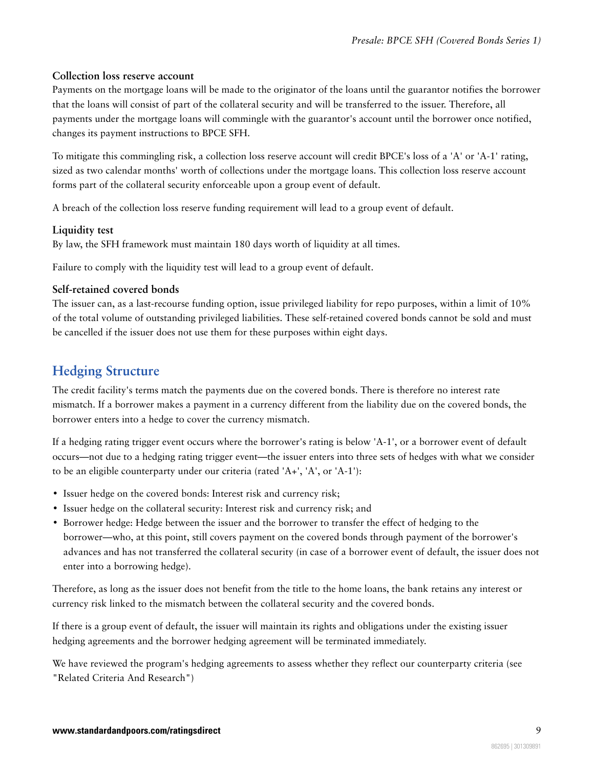### Collection loss reserve account

Payments on the mortgage loans will be made to the originator of the loans until the guarantor notifies the borrower that the loans will consist of part of the collateral security and will be transferred to the issuer. Therefore, all payments under the mortgage loans will commingle with the guarantor's account until the borrower once notified, changes its payment instructions to BPCE SFH.

To mitigate this commingling risk, a collection loss reserve account will credit BPCE's loss of a 'A' or 'A-1' rating, sized as two calendar months' worth of collections under the mortgage loans. This collection loss reserve account forms part of the collateral security enforceable upon a group event of default.

A breach of the collection loss reserve funding requirement will lead to a group event of default.

### Liquidity test

By law, the SFH framework must maintain 180 days worth of liquidity at all times.

Failure to comply with the liquidity test will lead to a group event of default.

### Self-retained covered bonds

The issuer can, as a last-recourse funding option, issue privileged liability for repo purposes, within a limit of 10% of the total volume of outstanding privileged liabilities. These self-retained covered bonds cannot be sold and must be cancelled if the issuer does not use them for these purposes within eight days.

## Hedging Structure

The credit facility's terms match the payments due on the covered bonds. There is therefore no interest rate mismatch. If a borrower makes a payment in a currency different from the liability due on the covered bonds, the borrower enters into a hedge to cover the currency mismatch.

If a hedging rating trigger event occurs where the borrower's rating is below 'A-1', or a borrower event of default occurs—not due to a hedging rating trigger event—the issuer enters into three sets of hedges with what we consider to be an eligible counterparty under our criteria (rated 'A+', 'A', or 'A-1'):

- Issuer hedge on the covered bonds: Interest risk and currency risk;
- Issuer hedge on the collateral security: Interest risk and currency risk; and
- Borrower hedge: Hedge between the issuer and the borrower to transfer the effect of hedging to the borrower—who, at this point, still covers payment on the covered bonds through payment of the borrower's advances and has not transferred the collateral security (in case of a borrower event of default, the issuer does not enter into a borrowing hedge).

Therefore, as long as the issuer does not benefit from the title to the home loans, the bank retains any interest or currency risk linked to the mismatch between the collateral security and the covered bonds.

If there is a group event of default, the issuer will maintain its rights and obligations under the existing issuer hedging agreements and the borrower hedging agreement will be terminated immediately.

We have reviewed the program's hedging agreements to assess whether they reflect our counterparty criteria (see "Related Criteria And Research")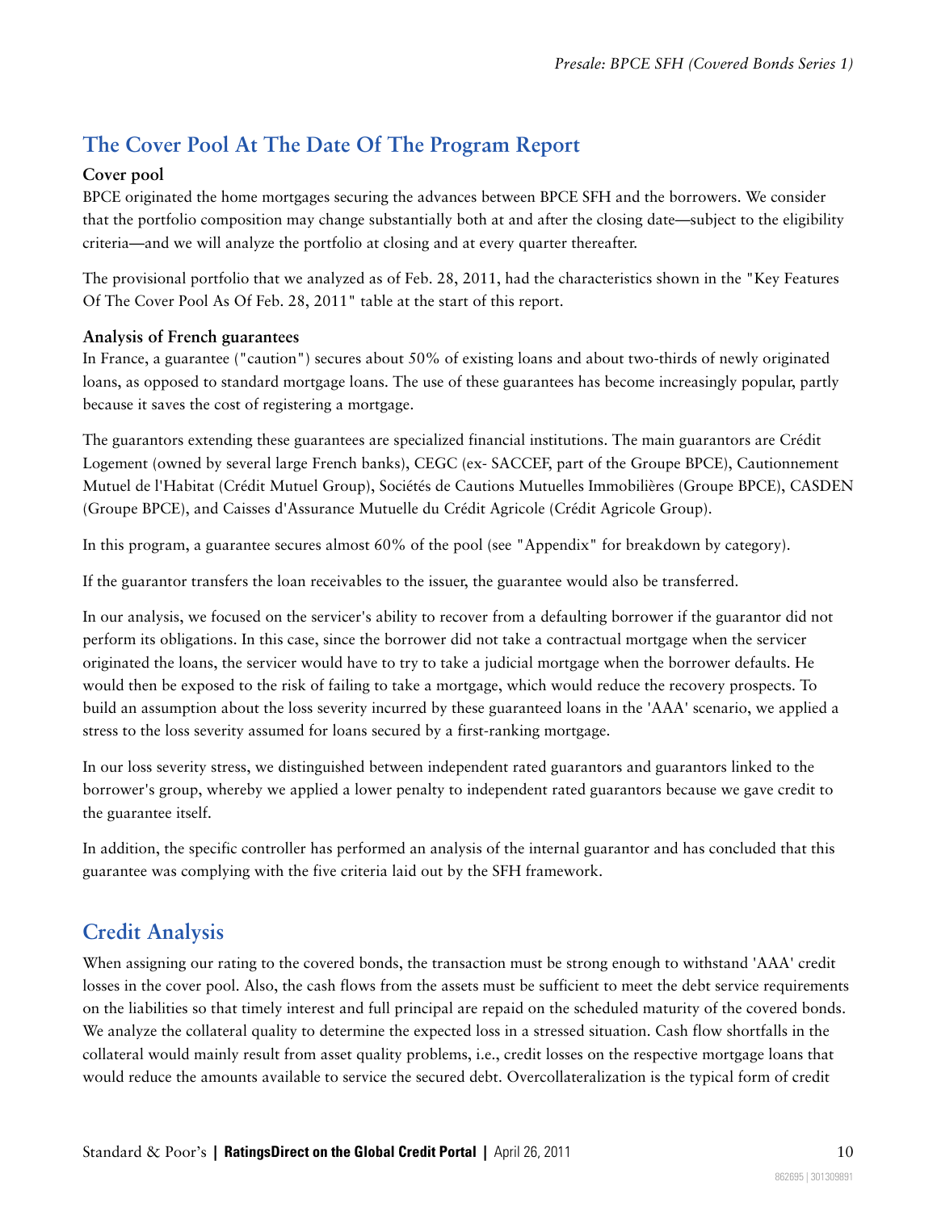## The Cover Pool At The Date Of The Program Report

### Cover pool

BPCE originated the home mortgages securing the advances between BPCE SFH and the borrowers. We consider that the portfolio composition may change substantially both at and after the closing date—subject to the eligibility criteria—and we will analyze the portfolio at closing and at every quarter thereafter.

The provisional portfolio that we analyzed as of Feb. 28, 2011, had the characteristics shown in the "Key Features Of The Cover Pool As Of Feb. 28, 2011" table at the start of this report.

### Analysis of French guarantees

In France, a guarantee ("caution") secures about 50% of existing loans and about two-thirds of newly originated loans, as opposed to standard mortgage loans. The use of these guarantees has become increasingly popular, partly because it saves the cost of registering a mortgage.

The guarantors extending these guarantees are specialized financial institutions. The main guarantors are Crédit Logement (owned by several large French banks), CEGC (ex- SACCEF, part of the Groupe BPCE), Cautionnement Mutuel de l'Habitat (Crédit Mutuel Group), Sociétés de Cautions Mutuelles Immobilières (Groupe BPCE), CASDEN (Groupe BPCE), and Caisses d'Assurance Mutuelle du Crédit Agricole (Crédit Agricole Group).

In this program, a guarantee secures almost 60% of the pool (see "Appendix" for breakdown by category).

If the guarantor transfers the loan receivables to the issuer, the guarantee would also be transferred.

In our analysis, we focused on the servicer's ability to recover from a defaulting borrower if the guarantor did not perform its obligations. In this case, since the borrower did not take a contractual mortgage when the servicer originated the loans, the servicer would have to try to take a judicial mortgage when the borrower defaults. He would then be exposed to the risk of failing to take a mortgage, which would reduce the recovery prospects. To build an assumption about the loss severity incurred by these guaranteed loans in the 'AAA' scenario, we applied a stress to the loss severity assumed for loans secured by a first-ranking mortgage.

In our loss severity stress, we distinguished between independent rated guarantors and guarantors linked to the borrower's group, whereby we applied a lower penalty to independent rated guarantors because we gave credit to the guarantee itself.

In addition, the specific controller has performed an analysis of the internal guarantor and has concluded that this guarantee was complying with the five criteria laid out by the SFH framework.

## Credit Analysis

When assigning our rating to the covered bonds, the transaction must be strong enough to withstand 'AAA' credit losses in the cover pool. Also, the cash flows from the assets must be sufficient to meet the debt service requirements on the liabilities so that timely interest and full principal are repaid on the scheduled maturity of the covered bonds. We analyze the collateral quality to determine the expected loss in a stressed situation. Cash flow shortfalls in the collateral would mainly result from asset quality problems, i.e., credit losses on the respective mortgage loans that would reduce the amounts available to service the secured debt. Overcollateralization is the typical form of credit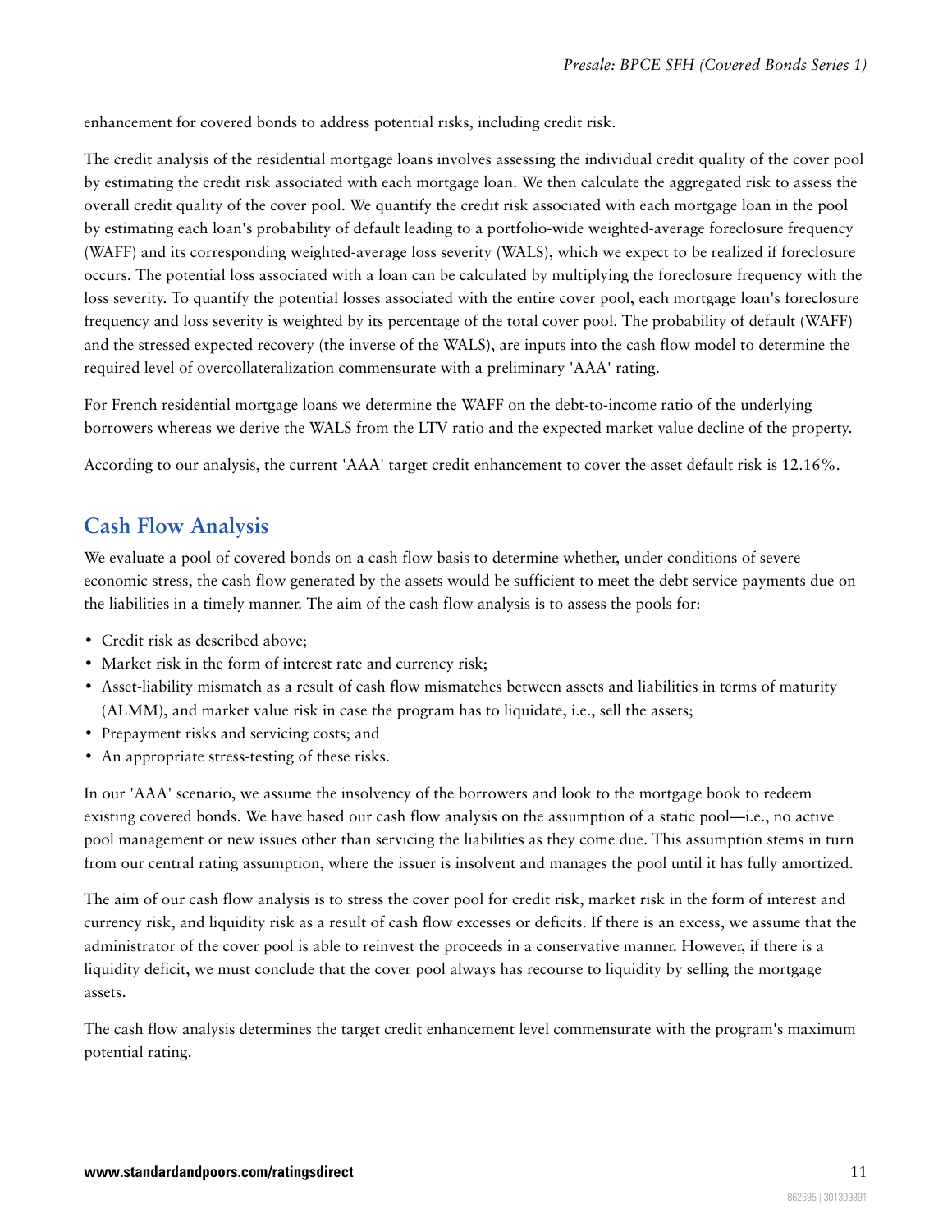enhancement for covered bonds to address potential risks, including credit risk.

The credit analysis of the residential mortgage loans involves assessing the individual credit quality of the cover pool by estimating the credit risk associated with each mortgage loan. We then calculate the aggregated risk to assess the overall credit quality of the cover pool. We quantify the credit risk associated with each mortgage loan in the pool by estimating each loan's probability of default leading to a portfolio-wide weighted-average foreclosure frequency (WAFF) and its corresponding weighted-average loss severity (WALS), which we expect to be realized if foreclosure occurs. The potential loss associated with a loan can be calculated by multiplying the foreclosure frequency with the loss severity. To quantify the potential losses associated with the entire cover pool, each mortgage loan's foreclosure frequency and loss severity is weighted by its percentage of the total cover pool. The probability of default (WAFF) and the stressed expected recovery (the inverse of the WALS), are inputs into the cash flow model to determine the required level of overcollateralization commensurate with a preliminary 'AAA' rating.

For French residential mortgage loans we determine the WAFF on the debt-to-income ratio of the underlying borrowers whereas we derive the WALS from the LTV ratio and the expected market value decline of the property.

According to our analysis, the current 'AAA' target credit enhancement to cover the asset default risk is 12.16%.

## Cash Flow Analysis

We evaluate a pool of covered bonds on a cash flow basis to determine whether, under conditions of severe economic stress, the cash flow generated by the assets would be sufficient to meet the debt service payments due on the liabilities in a timely manner. The aim of the cash flow analysis is to assess the pools for:

- Credit risk as described above;
- Market risk in the form of interest rate and currency risk;
- Asset-liability mismatch as a result of cash flow mismatches between assets and liabilities in terms of maturity (ALMM), and market value risk in case the program has to liquidate, i.e., sell the assets;
- Prepayment risks and servicing costs; and
- An appropriate stress-testing of these risks.

In our 'AAA' scenario, we assume the insolvency of the borrowers and look to the mortgage book to redeem existing covered bonds. We have based our cash flow analysis on the assumption of a static pool—i.e., no active pool management or new issues other than servicing the liabilities as they come due. This assumption stems in turn from our central rating assumption, where the issuer is insolvent and manages the pool until it has fully amortized.

The aim of our cash flow analysis is to stress the cover pool for credit risk, market risk in the form of interest and currency risk, and liquidity risk as a result of cash flow excesses or deficits. If there is an excess, we assume that the administrator of the cover pool is able to reinvest the proceeds in a conservative manner. However, if there is a liquidity deficit, we must conclude that the cover pool always has recourse to liquidity by selling the mortgage assets.

The cash flow analysis determines the target credit enhancement level commensurate with the program's maximum potential rating.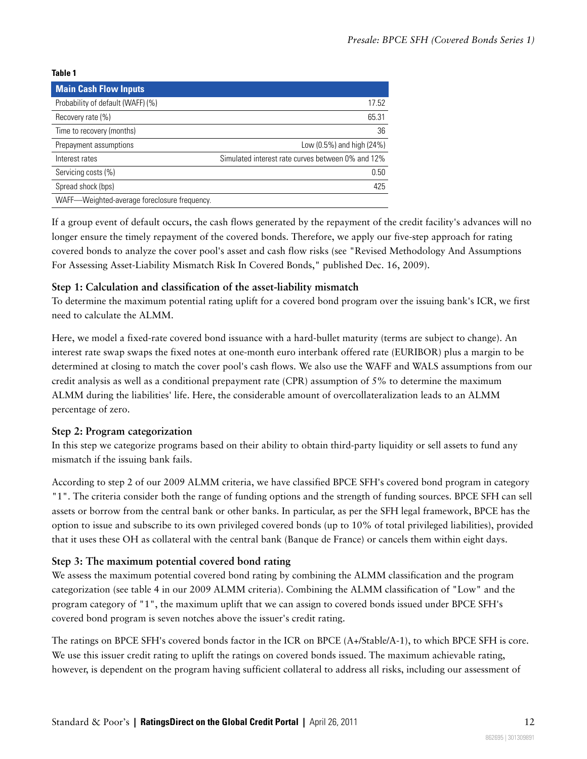**Table 1**

| Main Cash Flow Inputs | |
|---|---|
| Probability of default (WAFF) (%) | 17.52 |
| Recovery rate (%) | 65.31 |
| Time to recovery (months) | 36 |
| Prepayment assumptions | Low (0.5%) and high (24%) |
| Interest rates | Simulated interest rate curves between 0% and 12% |
| Servicing costs (%) | 0.50 |
| Spread shock (bps) | 425 |

WAFF—Weighted-average foreclosure frequency.

If a group event of default occurs, the cash flows generated by the repayment of the credit facility's advances will no longer ensure the timely repayment of the covered bonds. Therefore, we apply our five-step approach for rating covered bonds to analyze the cover pool's asset and cash flow risks (see "Revised Methodology And Assumptions For Assessing Asset-Liability Mismatch Risk In Covered Bonds," published Dec. 16, 2009).

### Step 1: Calculation and classification of the asset-liability mismatch

To determine the maximum potential rating uplift for a covered bond program over the issuing bank's ICR, we first need to calculate the ALMM.

Here, we model a fixed-rate covered bond issuance with a hard-bullet maturity (terms are subject to change). An interest rate swap swaps the fixed notes at one-month euro interbank offered rate (EURIBOR) plus a margin to be determined at closing to match the cover pool's cash flows. We also use the WAFF and WALS assumptions from our credit analysis as well as a conditional prepayment rate (CPR) assumption of 5% to determine the maximum ALMM during the liabilities' life. Here, the considerable amount of overcollateralization leads to an ALMM percentage of zero.

### Step 2: Program categorization

In this step we categorize programs based on their ability to obtain third-party liquidity or sell assets to fund any mismatch if the issuing bank fails.

According to step 2 of our 2009 ALMM criteria, we have classified BPCE SFH's covered bond program in category "1". The criteria consider both the range of funding options and the strength of funding sources. BPCE SFH can sell assets or borrow from the central bank or other banks. In particular, as per the SFH legal framework, BPCE has the option to issue and subscribe to its own privileged covered bonds (up to 10% of total privileged liabilities), provided that it uses these OH as collateral with the central bank (Banque de France) or cancels them within eight days.

### Step 3: The maximum potential covered bond rating

We assess the maximum potential covered bond rating by combining the ALMM classification and the program categorization (see table 4 in our 2009 ALMM criteria). Combining the ALMM classification of "Low" and the program category of "1", the maximum uplift that we can assign to covered bonds issued under BPCE SFH's covered bond program is seven notches above the issuer's credit rating.

The ratings on BPCE SFH's covered bonds factor in the ICR on BPCE (A+/Stable/A-1), to which BPCE SFH is core. We use this issuer credit rating to uplift the ratings on covered bonds issued. The maximum achievable rating, however, is dependent on the program having sufficient collateral to address all risks, including our assessment of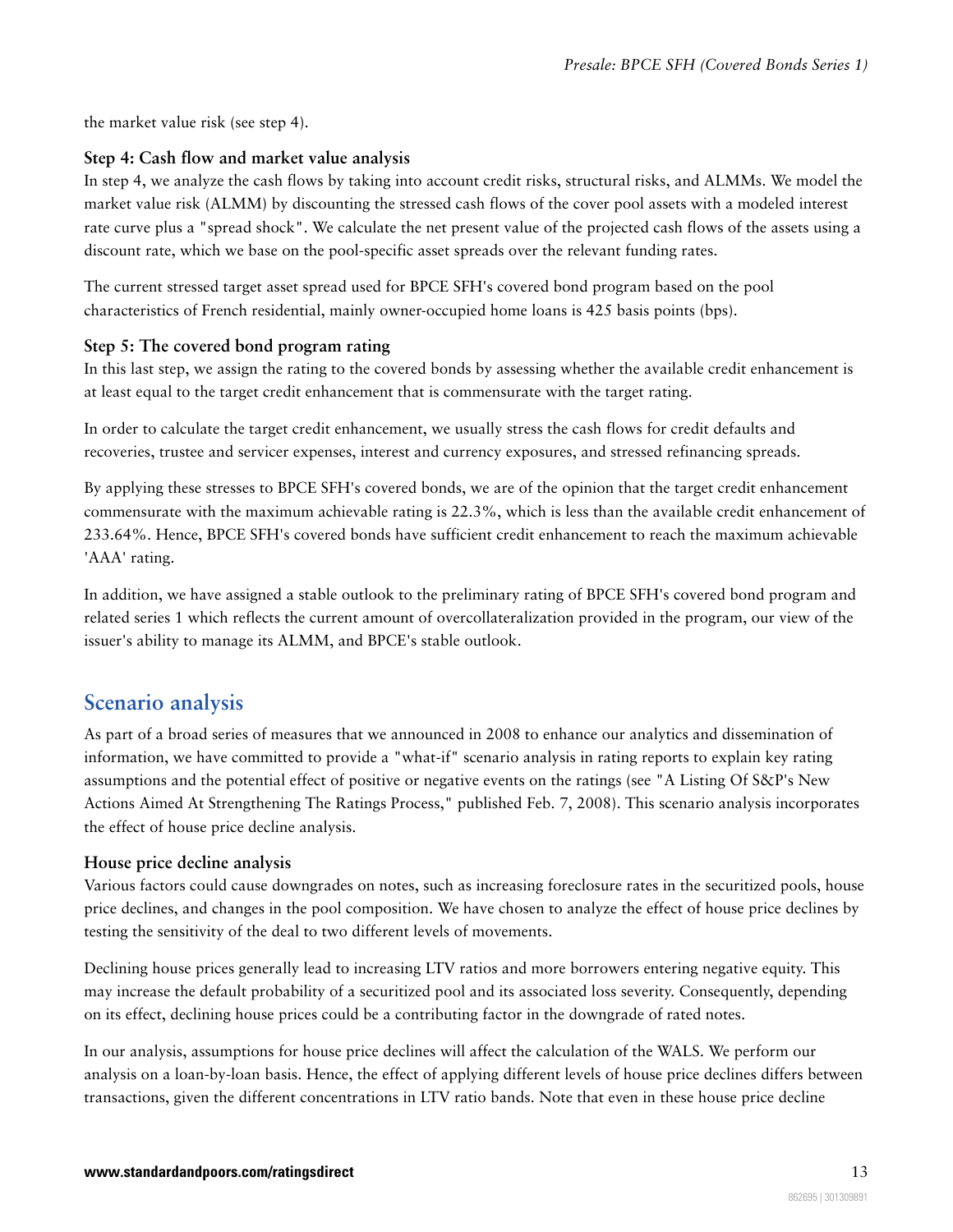the market value risk (see step 4).

### Step 4: Cash flow and market value analysis

In step 4, we analyze the cash flows by taking into account credit risks, structural risks, and ALMMs. We model the market value risk (ALMM) by discounting the stressed cash flows of the cover pool assets with a modeled interest rate curve plus a "spread shock". We calculate the net present value of the projected cash flows of the assets using a discount rate, which we base on the pool-specific asset spreads over the relevant funding rates.

The current stressed target asset spread used for BPCE SFH's covered bond program based on the pool characteristics of French residential, mainly owner-occupied home loans is 425 basis points (bps).

### Step 5: The covered bond program rating

In this last step, we assign the rating to the covered bonds by assessing whether the available credit enhancement is at least equal to the target credit enhancement that is commensurate with the target rating.

In order to calculate the target credit enhancement, we usually stress the cash flows for credit defaults and recoveries, trustee and servicer expenses, interest and currency exposures, and stressed refinancing spreads.

By applying these stresses to BPCE SFH's covered bonds, we are of the opinion that the target credit enhancement commensurate with the maximum achievable rating is 22.3%, which is less than the available credit enhancement of 233.64%. Hence, BPCE SFH's covered bonds have sufficient credit enhancement to reach the maximum achievable 'AAA' rating.

In addition, we have assigned a stable outlook to the preliminary rating of BPCE SFH's covered bond program and related series 1 which reflects the current amount of overcollateralization provided in the program, our view of the issuer's ability to manage its ALMM, and BPCE's stable outlook.

## Scenario analysis

As part of a broad series of measures that we announced in 2008 to enhance our analytics and dissemination of information, we have committed to provide a "what-if" scenario analysis in rating reports to explain key rating assumptions and the potential effect of positive or negative events on the ratings (see "A Listing Of S&P's New Actions Aimed At Strengthening The Ratings Process," published Feb. 7, 2008). This scenario analysis incorporates the effect of house price decline analysis.

### House price decline analysis

Various factors could cause downgrades on notes, such as increasing foreclosure rates in the securitized pools, house price declines, and changes in the pool composition. We have chosen to analyze the effect of house price declines by testing the sensitivity of the deal to two different levels of movements.

Declining house prices generally lead to increasing LTV ratios and more borrowers entering negative equity. This may increase the default probability of a securitized pool and its associated loss severity. Consequently, depending on its effect, declining house prices could be a contributing factor in the downgrade of rated notes.

In our analysis, assumptions for house price declines will affect the calculation of the WALS. We perform our analysis on a loan-by-loan basis. Hence, the effect of applying different levels of house price declines differs between transactions, given the different concentrations in LTV ratio bands. Note that even in these house price decline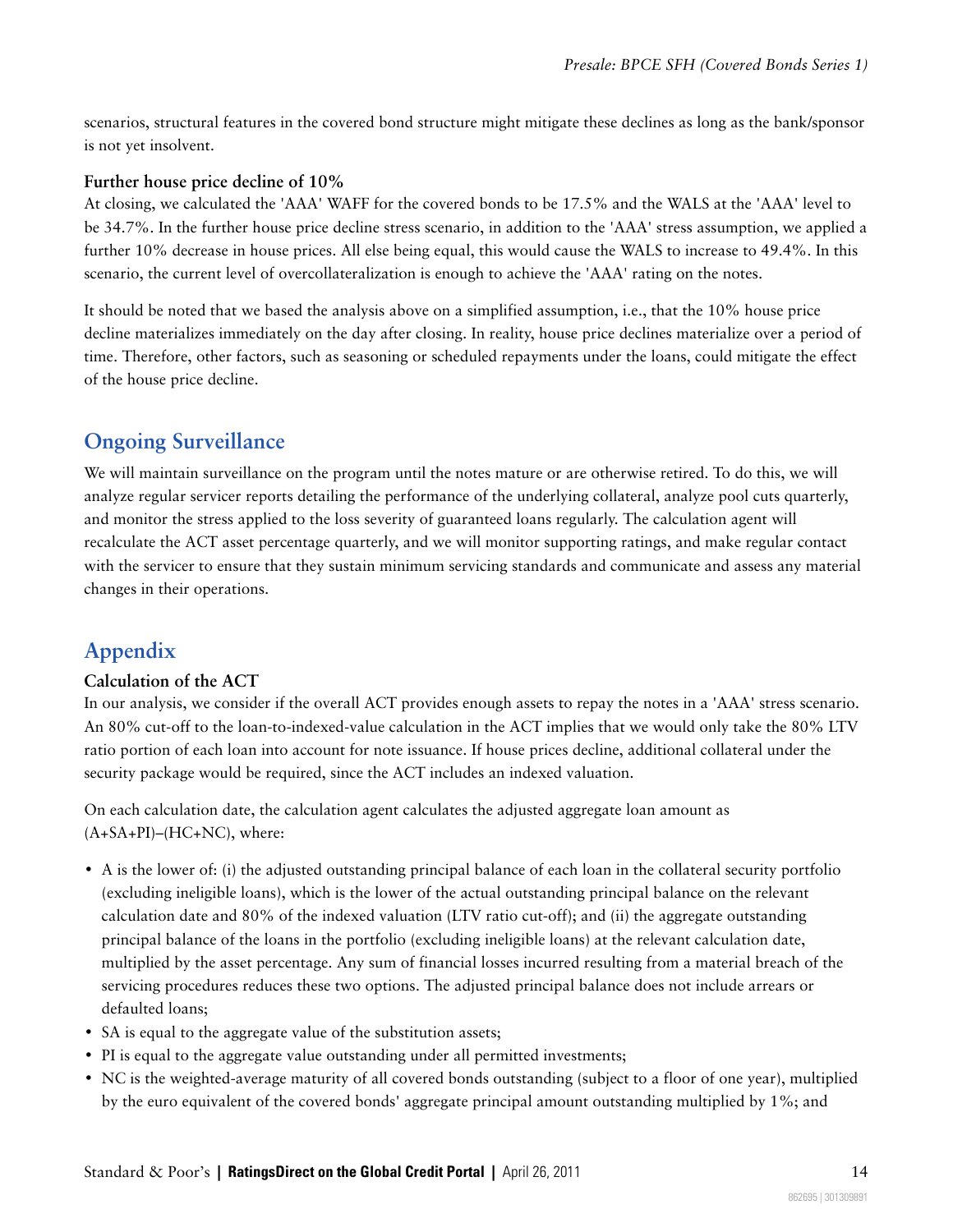scenarios, structural features in the covered bond structure might mitigate these declines as long as the bank/sponsor is not yet insolvent.

**Further house price decline of 10%**

At closing, we calculated the 'AAA' WAFF for the covered bonds to be 17.5% and the WALS at the 'AAA' level to be 34.7%. In the further house price decline stress scenario, in addition to the 'AAA' stress assumption, we applied a further 10% decrease in house prices. All else being equal, this would cause the WALS to increase to 49.4%. In this scenario, the current level of overcollateralization is enough to achieve the 'AAA' rating on the notes.

It should be noted that we based the analysis above on a simplified assumption, i.e., that the 10% house price decline materializes immediately on the day after closing. In reality, house price declines materialize over a period of time. Therefore, other factors, such as seasoning or scheduled repayments under the loans, could mitigate the effect of the house price decline.

## Ongoing Surveillance

We will maintain surveillance on the program until the notes mature or are otherwise retired. To do this, we will analyze regular servicer reports detailing the performance of the underlying collateral, analyze pool cuts quarterly, and monitor the stress applied to the loss severity of guaranteed loans regularly. The calculation agent will recalculate the ACT asset percentage quarterly, and we will monitor supporting ratings, and make regular contact with the servicer to ensure that they sustain minimum servicing standards and communicate and assess any material changes in their operations.

## Appendix

**Calculation of the ACT**

In our analysis, we consider if the overall ACT provides enough assets to repay the notes in a 'AAA' stress scenario. An 80% cut-off to the loan-to-indexed-value calculation in the ACT implies that we would only take the 80% LTV ratio portion of each loan into account for note issuance. If house prices decline, additional collateral under the security package would be required, since the ACT includes an indexed valuation.

On each calculation date, the calculation agent calculates the adjusted aggregate loan amount as (A+SA+PI)–(HC+NC), where:

- A is the lower of: (i) the adjusted outstanding principal balance of each loan in the collateral security portfolio (excluding ineligible loans), which is the lower of the actual outstanding principal balance on the relevant calculation date and 80% of the indexed valuation (LTV ratio cut-off); and (ii) the aggregate outstanding principal balance of the loans in the portfolio (excluding ineligible loans) at the relevant calculation date, multiplied by the asset percentage. Any sum of financial losses incurred resulting from a material breach of the servicing procedures reduces these two options. The adjusted principal balance does not include arrears or defaulted loans;
- SA is equal to the aggregate value of the substitution assets;
- PI is equal to the aggregate value outstanding under all permitted investments;
- NC is the weighted-average maturity of all covered bonds outstanding (subject to a floor of one year), multiplied by the euro equivalent of the covered bonds' aggregate principal amount outstanding multiplied by 1%; and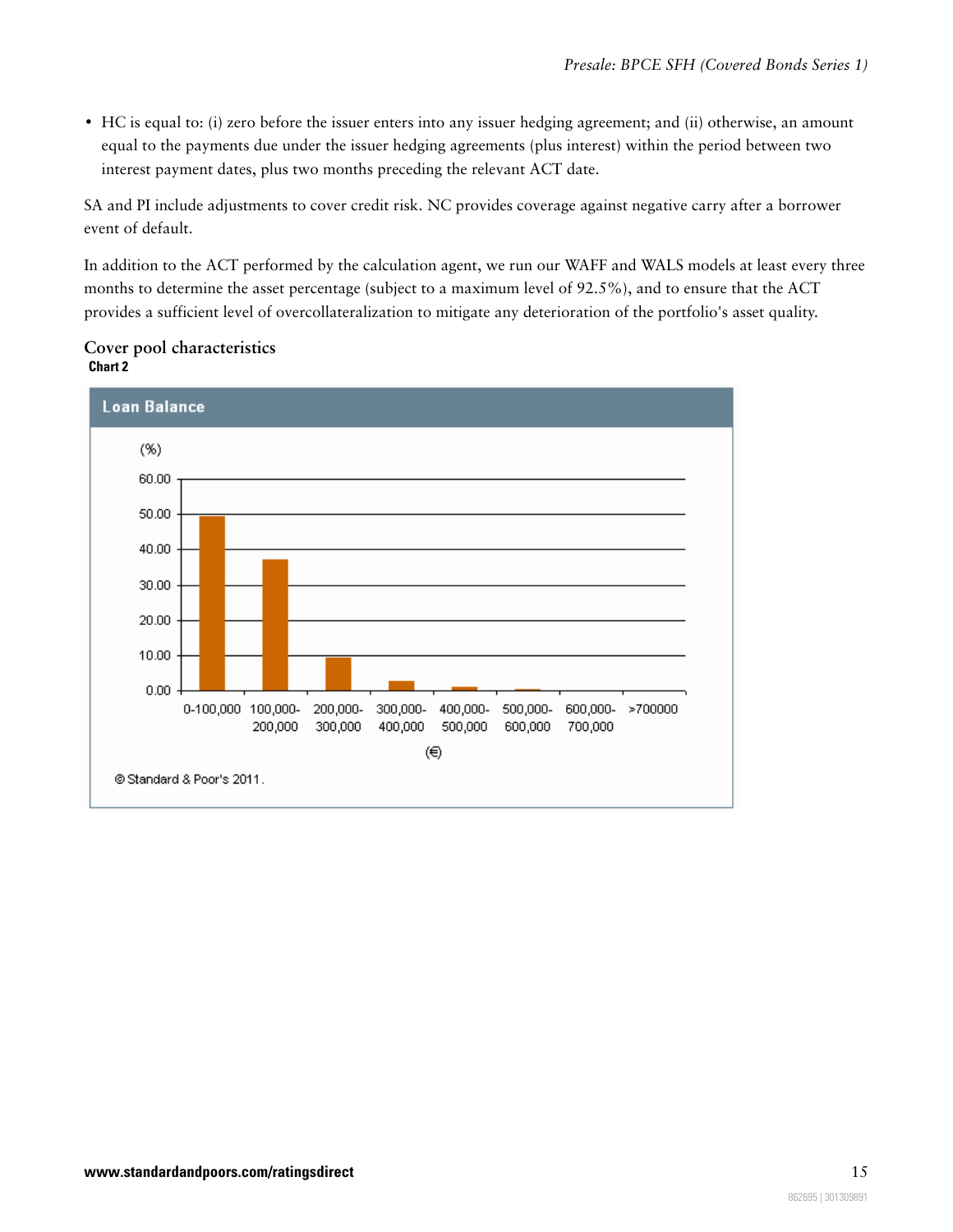- HC is equal to: (i) zero before the issuer enters into any issuer hedging agreement; and (ii) otherwise, an amount equal to the payments due under the issuer hedging agreements (plus interest) within the period between two interest payment dates, plus two months preceding the relevant ACT date.

SA and PI include adjustments to cover credit risk. NC provides coverage against negative carry after a borrower event of default.

In addition to the ACT performed by the calculation agent, we run our WAFF and WALS models at least every three months to determine the asset percentage (subject to a maximum level of 92.5%), and to ensure that the ACT provides a sufficient level of overcollateralization to mitigate any deterioration of the portfolio's asset quality.

## Cover pool characteristics

**Chart 2**

**Loan Balance**

(%)

| (€) | (%) |
|---|---|
| 0-100,000 | ~49.5 |
| 100,000-200,000 | ~37.5 |
| 200,000-300,000 | ~9.5 |
| 300,000-400,000 | ~2.5 |
| 400,000-500,000 | ~1.0 |
| 500,000-600,000 | ~0.3 |
| 600,000-700,000 | ~0 |
| >700000 | ~0 |

© Standard & Poor's 2011.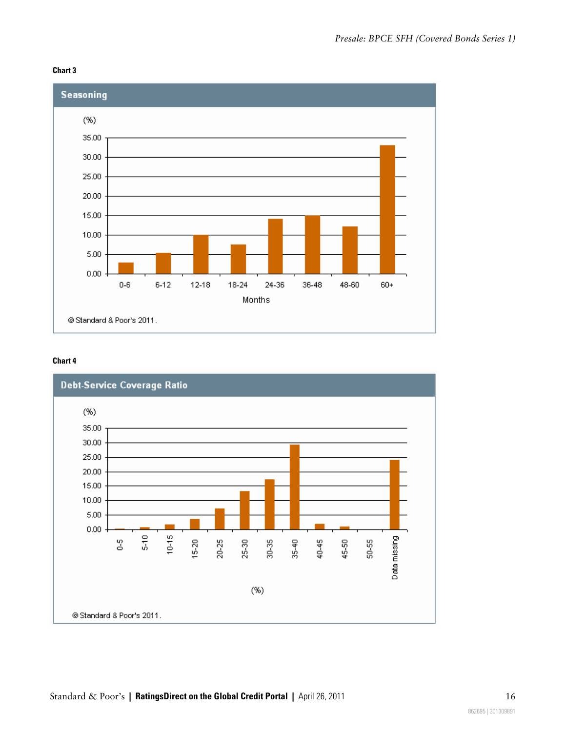**Chart 3**

**Seasoning**

(%)

| Months | 0-6 | 6-12 | 12-18 | 18-24 | 24-36 | 36-48 | 48-60 | 60+ |
|---|---|---|---|---|---|---|---|---|

© Standard & Poor's 2011.

**Chart 4**

**Debt-Service Coverage Ratio**

(%)

| (%) | 0-5 | 5-10 | 10-15 | 15-20 | 20-25 | 25-30 | 30-35 | 35-40 | 40-45 | 45-50 | 50-55 | Data missing |
|---|---|---|---|---|---|---|---|---|---|---|---|---|

© Standard & Poor's 2011.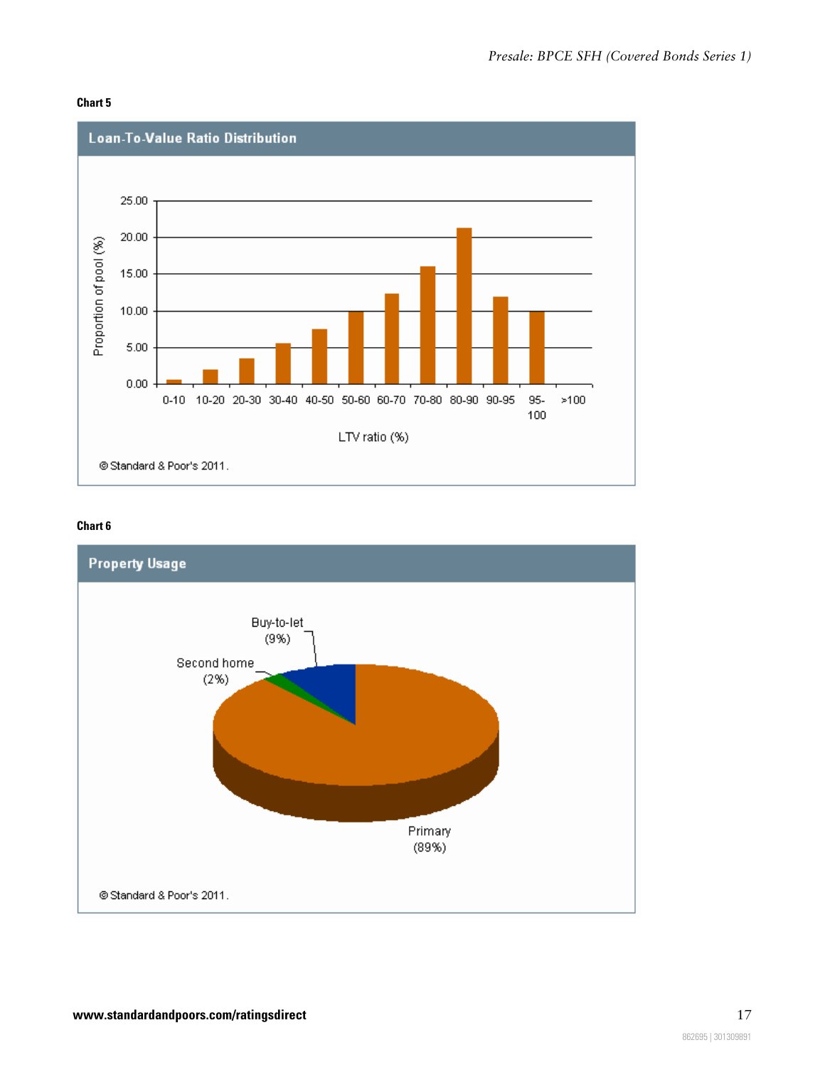**Chart 5**

**Loan-To-Value Ratio Distribution**

Proportion of pool (%)

25.00
20.00
15.00
10.00
5.00
0.00

0-10 10-20 20-30 30-40 40-50 50-60 60-70 70-80 80-90 90-95 95-100 >100

LTV ratio (%)

© Standard & Poor's 2011.

**Chart 6**

**Property Usage**

Buy-to-let (9%)

Second home (2%)

Primary (89%)

© Standard & Poor's 2011.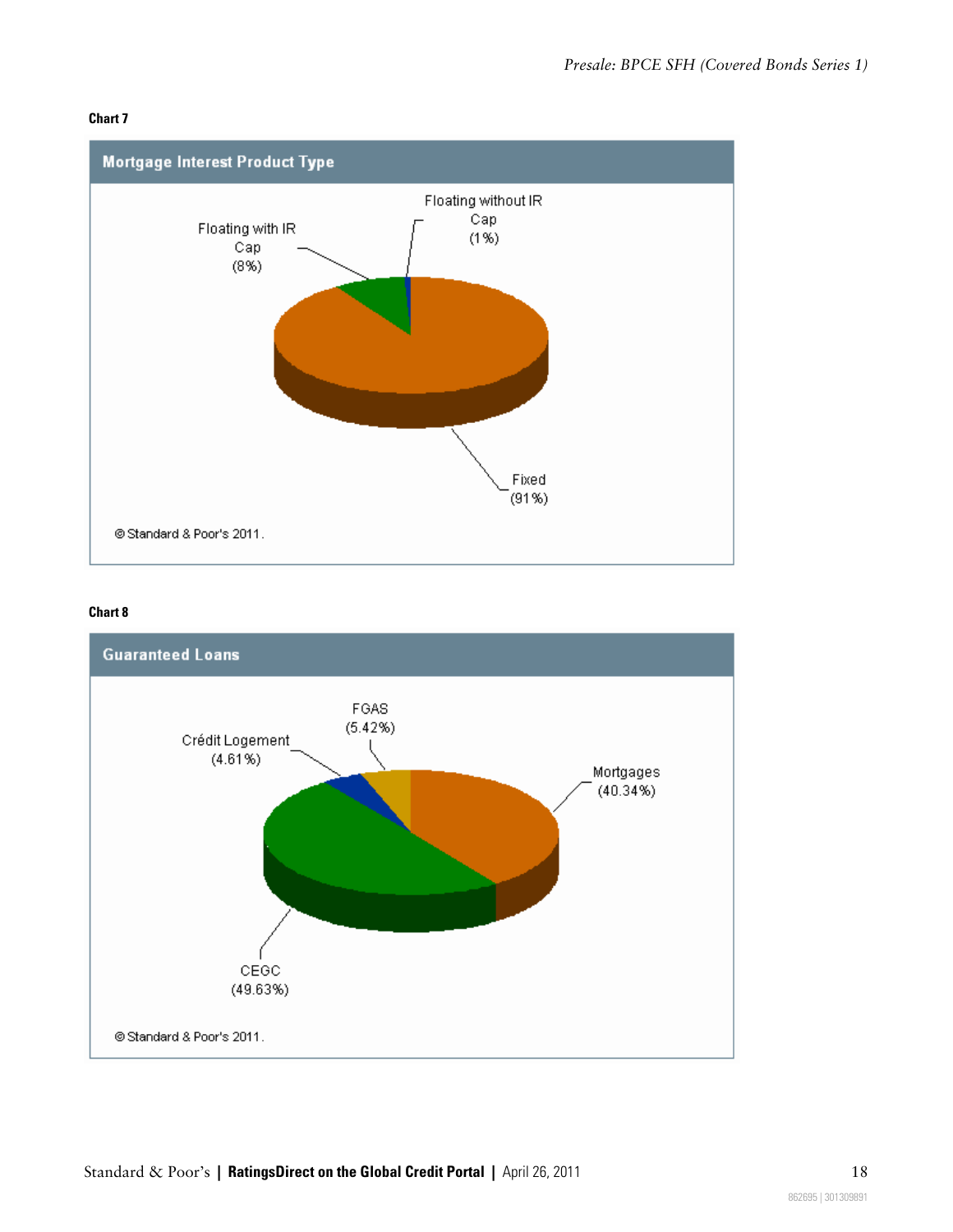**Chart 7**

**Mortgage Interest Product Type**

Floating with IR Cap (8%)

Floating without IR Cap (1%)

Fixed (91%)

© Standard & Poor's 2011.

**Chart 8**

**Guaranteed Loans**

FGAS (5.42%)

Crédit Logement (4.61%)

Mortgages (40.34%)

CEGC (49.63%)

© Standard & Poor's 2011.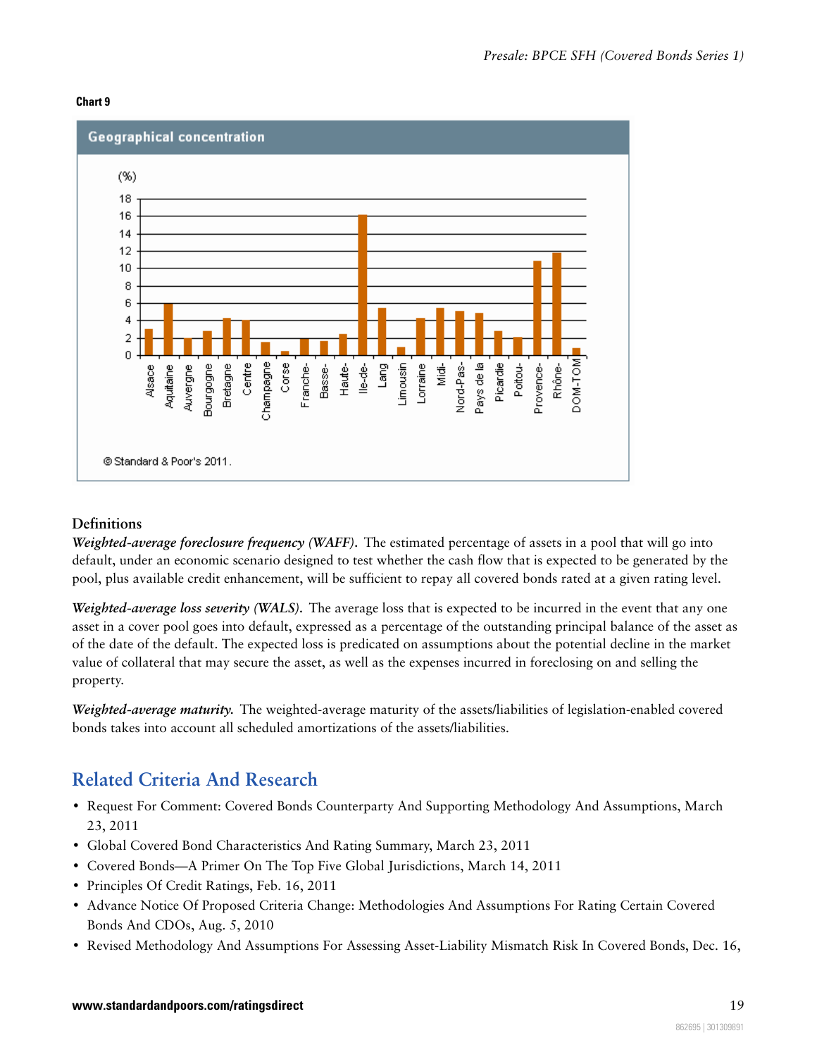**Chart 9**

**Geographical concentration**

| Region | (%) |
| --- | --- |
| Alsace | 3 |
| Aquitaine | 6 |
| Auvergne | 2 |
| Bourgogne | 2.8 |
| Bretagne | 4.3 |
| Centre | 4 |
| Champagne | 1.5 |
| Corse | 0.5 |
| Franche- | 1.9 |
| Basse- | 1.6 |
| Haute- | 2.4 |
| Ile-de- | 16.1 |
| Lang | 5.4 |
| Limousin | 0.9 |
| Lorraine | 4.3 |
| Midi- | 5.4 |
| Nord-Pas- | 5.1 |
| Pays de la | 4.8 |
| Picardie | 2.8 |
| Poitou- | 2.1 |
| Provence- | 10.8 |
| Rhône- | 11.8 |
| DOM-TOM | 0.8 |

© Standard & Poor's 2011.

## Definitions

***Weighted-average foreclosure frequency (WAFF).*** The estimated percentage of assets in a pool that will go into default, under an economic scenario designed to test whether the cash flow that is expected to be generated by the pool, plus available credit enhancement, will be sufficient to repay all covered bonds rated at a given rating level.

***Weighted-average loss severity (WALS).*** The average loss that is expected to be incurred in the event that any one asset in a cover pool goes into default, expressed as a percentage of the outstanding principal balance of the asset as of the date of the default. The expected loss is predicated on assumptions about the potential decline in the market value of collateral that may secure the asset, as well as the expenses incurred in foreclosing on and selling the property.

***Weighted-average maturity.*** The weighted-average maturity of the assets/liabilities of legislation-enabled covered bonds takes into account all scheduled amortizations of the assets/liabilities.

## Related Criteria And Research

- Request For Comment: Covered Bonds Counterparty And Supporting Methodology And Assumptions, March 23, 2011
- Global Covered Bond Characteristics And Rating Summary, March 23, 2011
- Covered Bonds—A Primer On The Top Five Global Jurisdictions, March 14, 2011
- Principles Of Credit Ratings, Feb. 16, 2011
- Advance Notice Of Proposed Criteria Change: Methodologies And Assumptions For Rating Certain Covered Bonds And CDOs, Aug. 5, 2010
- Revised Methodology And Assumptions For Assessing Asset-Liability Mismatch Risk In Covered Bonds, Dec. 16,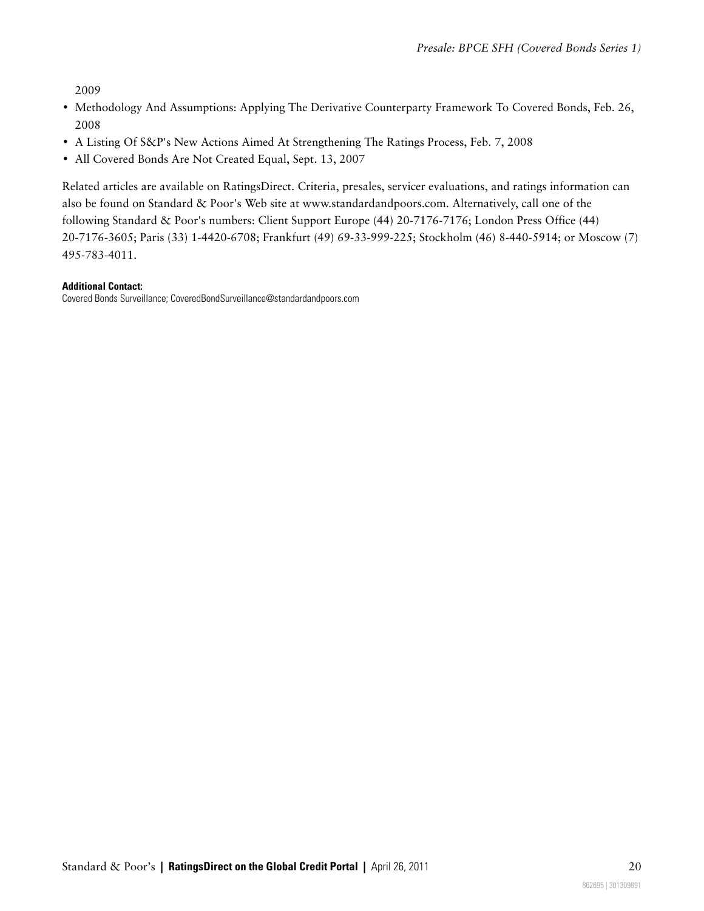2009

- Methodology And Assumptions: Applying The Derivative Counterparty Framework To Covered Bonds, Feb. 26, 2008
- A Listing Of S&P's New Actions Aimed At Strengthening The Ratings Process, Feb. 7, 2008
- All Covered Bonds Are Not Created Equal, Sept. 13, 2007

Related articles are available on RatingsDirect. Criteria, presales, servicer evaluations, and ratings information can also be found on Standard & Poor's Web site at www.standardandpoors.com. Alternatively, call one of the following Standard & Poor's numbers: Client Support Europe (44) 20-7176-7176; London Press Office (44) 20-7176-3605; Paris (33) 1-4420-6708; Frankfurt (49) 69-33-999-225; Stockholm (46) 8-440-5914; or Moscow (7) 495-783-4011.

**Additional Contact:**
Covered Bonds Surveillance; CoveredBondSurveillance@standardandpoors.com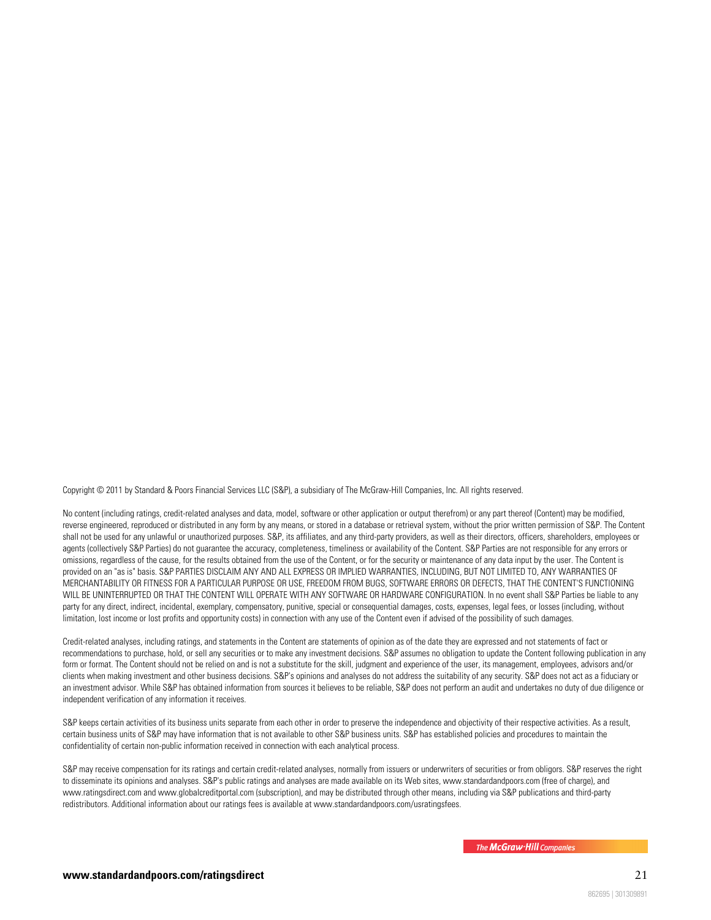Copyright © 2011 by Standard & Poors Financial Services LLC (S&P), a subsidiary of The McGraw-Hill Companies, Inc. All rights reserved.

No content (including ratings, credit-related analyses and data, model, software or other application or output therefrom) or any part thereof (Content) may be modified, reverse engineered, reproduced or distributed in any form by any means, or stored in a database or retrieval system, without the prior written permission of S&P. The Content shall not be used for any unlawful or unauthorized purposes. S&P, its affiliates, and any third-party providers, as well as their directors, officers, shareholders, employees or agents (collectively S&P Parties) do not guarantee the accuracy, completeness, timeliness or availability of the Content. S&P Parties are not responsible for any errors or omissions, regardless of the cause, for the results obtained from the use of the Content, or for the security or maintenance of any data input by the user. The Content is provided on an "as is" basis. S&P PARTIES DISCLAIM ANY AND ALL EXPRESS OR IMPLIED WARRANTIES, INCLUDING, BUT NOT LIMITED TO, ANY WARRANTIES OF MERCHANTABILITY OR FITNESS FOR A PARTICULAR PURPOSE OR USE, FREEDOM FROM BUGS, SOFTWARE ERRORS OR DEFECTS, THAT THE CONTENT'S FUNCTIONING WILL BE UNINTERRUPTED OR THAT THE CONTENT WILL OPERATE WITH ANY SOFTWARE OR HARDWARE CONFIGURATION. In no event shall S&P Parties be liable to any party for any direct, indirect, incidental, exemplary, compensatory, punitive, special or consequential damages, costs, expenses, legal fees, or losses (including, without limitation, lost income or lost profits and opportunity costs) in connection with any use of the Content even if advised of the possibility of such damages.

Credit-related analyses, including ratings, and statements in the Content are statements of opinion as of the date they are expressed and not statements of fact or recommendations to purchase, hold, or sell any securities or to make any investment decisions. S&P assumes no obligation to update the Content following publication in any form or format. The Content should not be relied on and is not a substitute for the skill, judgment and experience of the user, its management, employees, advisors and/or clients when making investment and other business decisions. S&P's opinions and analyses do not address the suitability of any security. S&P does not act as a fiduciary or an investment advisor. While S&P has obtained information from sources it believes to be reliable, S&P does not perform an audit and undertakes no duty of due diligence or independent verification of any information it receives.

S&P keeps certain activities of its business units separate from each other in order to preserve the independence and objectivity of their respective activities. As a result, certain business units of S&P may have information that is not available to other S&P business units. S&P has established policies and procedures to maintain the confidentiality of certain non-public information received in connection with each analytical process.

S&P may receive compensation for its ratings and certain credit-related analyses, normally from issuers or underwriters of securities or from obligors. S&P reserves the right to disseminate its opinions and analyses. S&P's public ratings and analyses are made available on its Web sites, www.standardandpoors.com (free of charge), and www.ratingsdirect.com and www.globalcreditportal.com (subscription), and may be distributed through other means, including via S&P publications and third-party redistributors. Additional information about our ratings fees is available at www.standardandpoors.com/usratingsfees.

The McGraw-Hill Companies